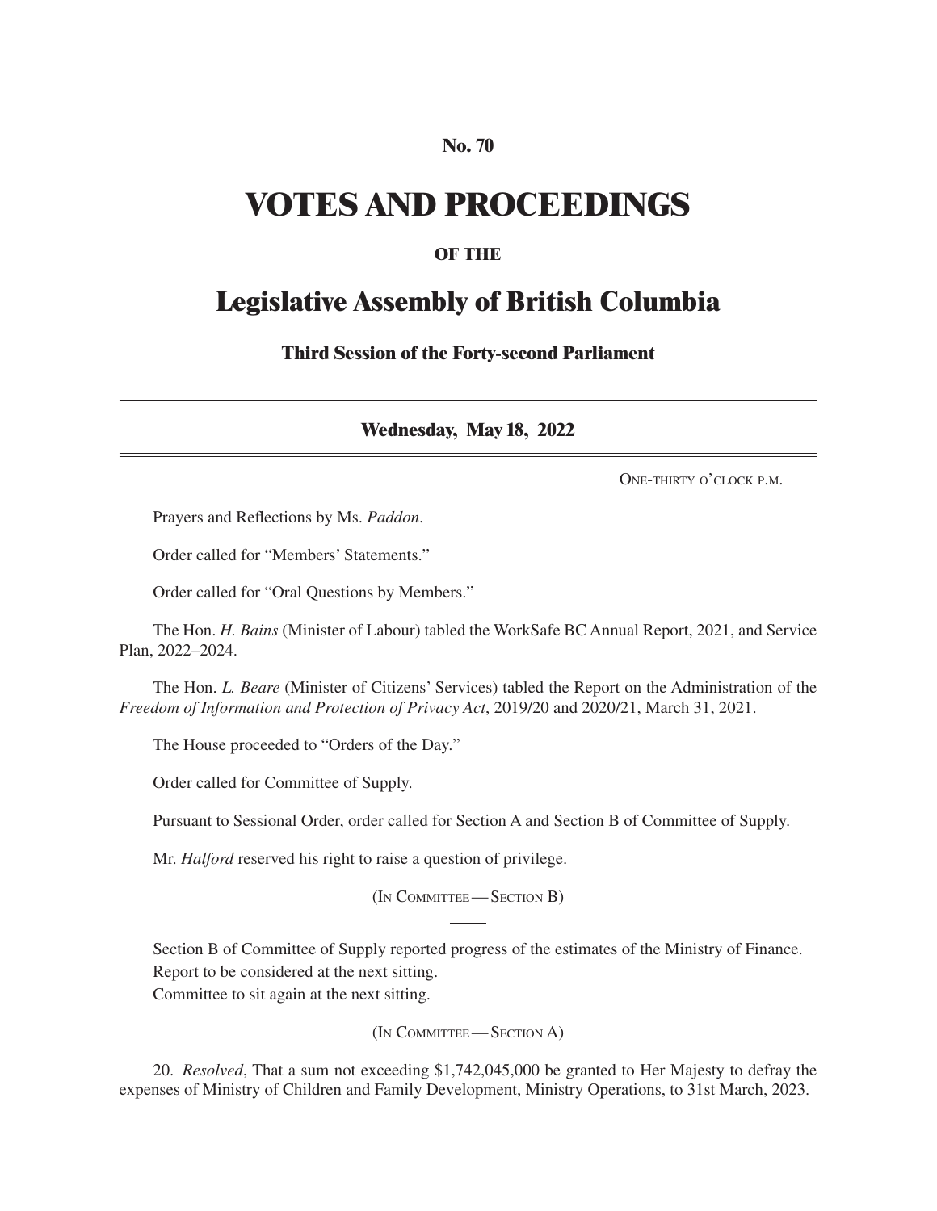**No. 70**

# VOTES AND PROCEEDINGS

**OF THE**

## Legislative Assembly of British Columbia

**Third Session of the Forty-second Parliament**

---

**Wednesday, May 18, 2022**

---

One-thirty o'clock p.m.

Prayers and Reflections by Ms. *Paddon*.

Order called for "Members' Statements."

Order called for "Oral Questions by Members."

The Hon. *H. Bains* (Minister of Labour) tabled the WorkSafe BC Annual Report, 2021, and Service Plan, 2022–2024.

The Hon. *L. Beare* (Minister of Citizens' Services) tabled the Report on the Administration of the *Freedom of Information and Protection of Privacy Act*, 2019/20 and 2020/21, March 31, 2021.

The House proceeded to "Orders of the Day."

Order called for Committee of Supply.

Pursuant to Sessional Order, order called for Section A and Section B of Committee of Supply.

Mr. *Halford* reserved his right to raise a question of privilege.

(In Committee — Section B)

Section B of Committee of Supply reported progress of the estimates of the Ministry of Finance.

Report to be considered at the next sitting.

Committee to sit again at the next sitting.

(In Committee — Section A)

20. *Resolved*, That a sum not exceeding $1,742,045,000 be granted to Her Majesty to defray the expenses of Ministry of Children and Family Development, Ministry Operations, to 31st March, 2023.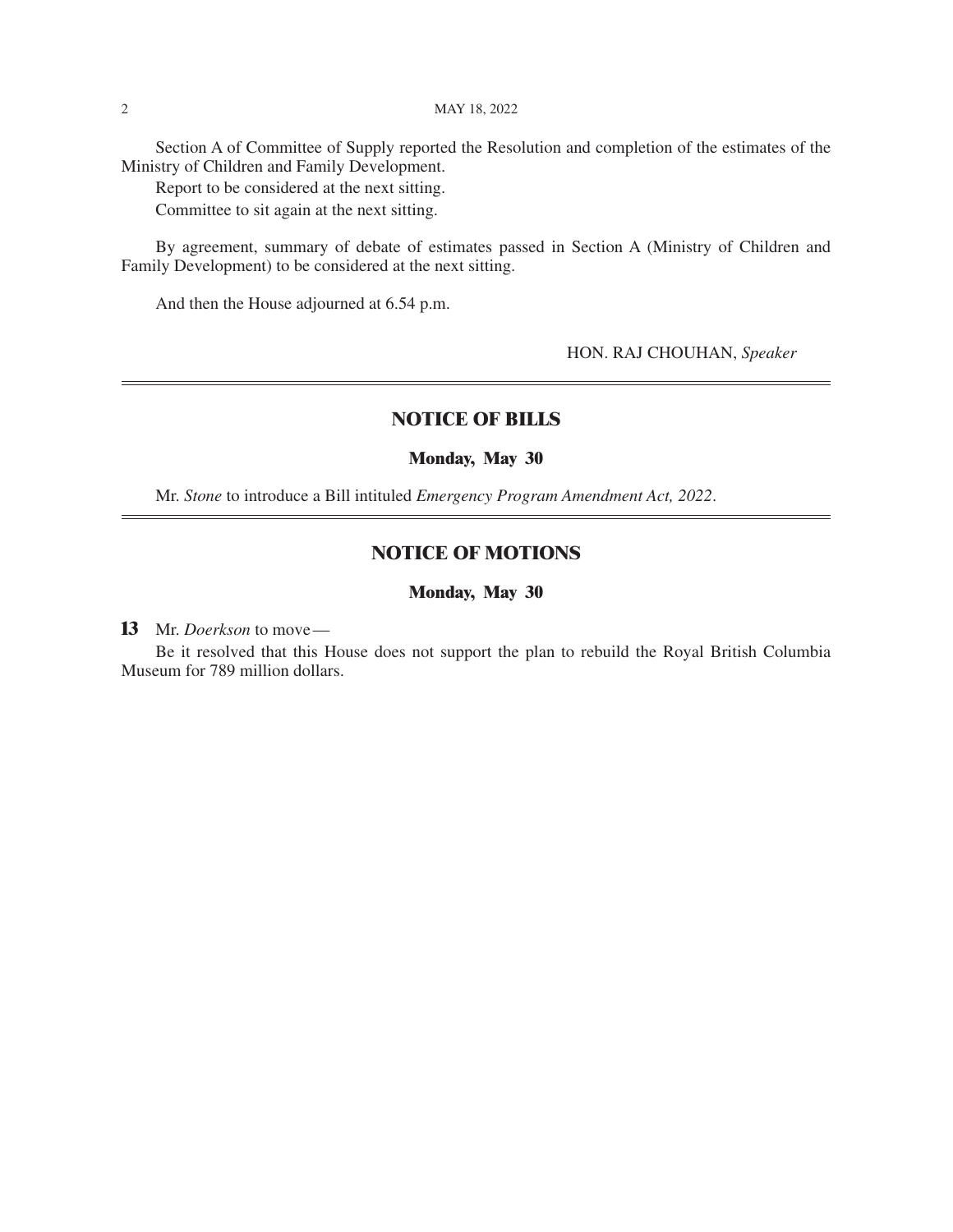Section A of Committee of Supply reported the Resolution and completion of the estimates of the Ministry of Children and Family Development.

Report to be considered at the next sitting.

Committee to sit again at the next sitting.

By agreement, summary of debate of estimates passed in Section A (Ministry of Children and Family Development) to be considered at the next sitting.

And then the House adjourned at 6.54 p.m.

HON. RAJ CHOUHAN, *Speaker*

---

## NOTICE OF BILLS

### Monday, May 30

Mr. *Stone* to introduce a Bill intituled *Emergency Program Amendment Act, 2022*.

---

## NOTICE OF MOTIONS

### Monday, May 30

**13** Mr. *Doerkson* to move—

Be it resolved that this House does not support the plan to rebuild the Royal British Columbia Museum for 789 million dollars.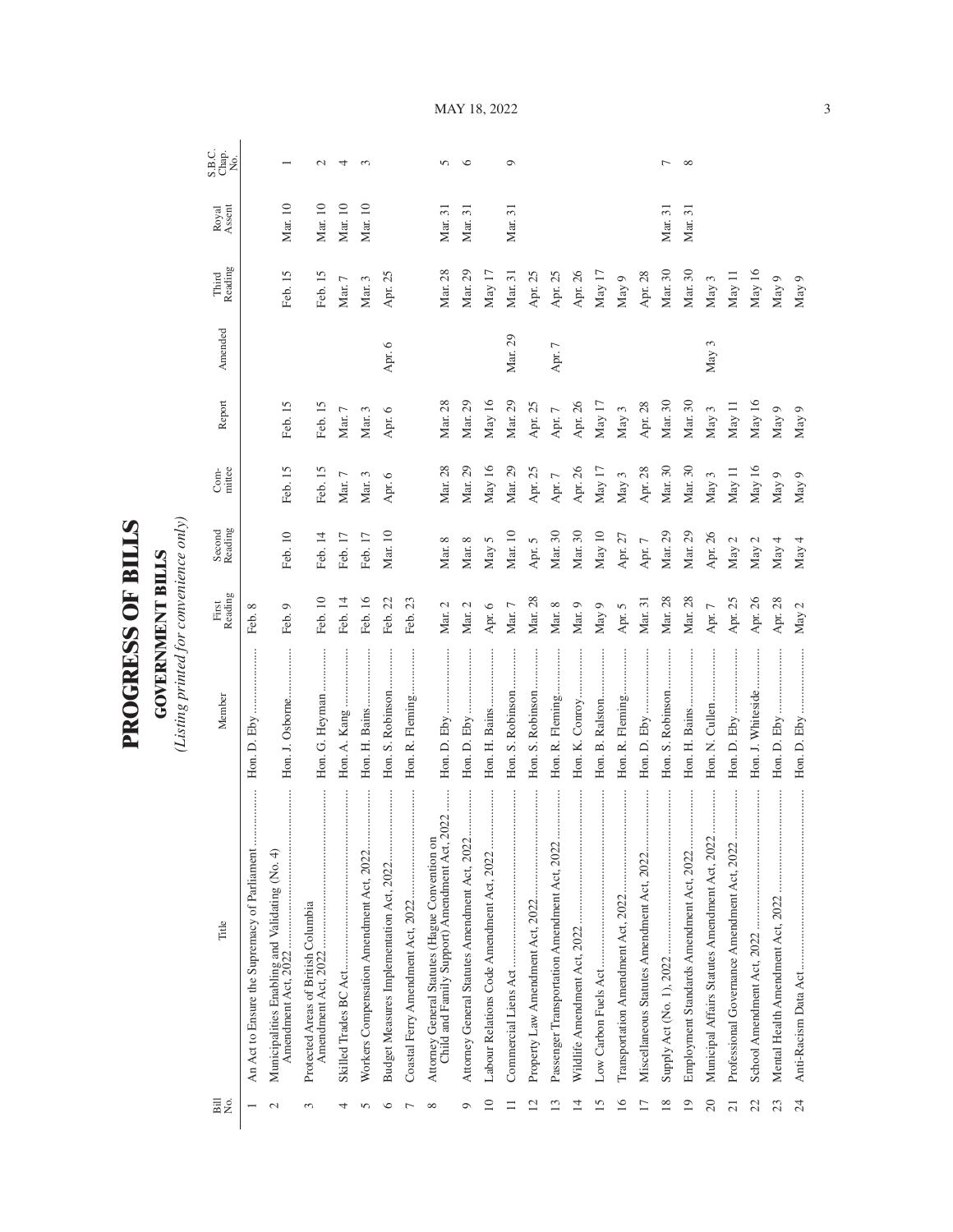# PROGRESS OF BILLS

## GOVERNMENT BILLS

*(Listing printed for convenience only)*

| Bill No. | Title | Member | First Reading | Second Reading | Committee | Report | Amended | Third Reading | Royal Assent | S.B.C. Chap. No. |
|---|---|---|---|---|---|---|---|---|---|---|
| 1 | An Act to Ensure the Supremacy of Parliament | Hon. D. Eby | Feb. 8 | | | | | | | |
| 2 | Municipalities Enabling and Validating (No. 4) Amendment Act, 2022 | Hon. J. Osborne | Feb. 9 | Feb. 10 | Feb. 15 | Feb. 15 | | Feb. 15 | Mar. 10 | 1 |
| 3 | Protected Areas of British Columbia Amendment Act, 2022 | Hon. G. Heyman | Feb. 10 | Feb. 14 | Feb. 15 | Feb. 15 | | Feb. 15 | Mar. 10 | 2 |
| 4 | Skilled Trades BC Act | Hon. A. Kang | Feb. 14 | Feb. 17 | Mar. 7 | Mar. 7 | | Mar. 7 | Mar. 10 | 4 |
| 5 | Workers Compensation Amendment Act, 2022 | Hon. H. Bains | Feb. 16 | Feb. 17 | Mar. 3 | Mar. 3 | | Mar. 3 | Mar. 10 | 3 |
| 6 | Budget Measures Implementation Act, 2022 | Hon. S. Robinson | Feb. 22 | Mar. 10 | Apr. 6 | Apr. 6 | Apr. 6 | Apr. 25 | | |
| 7 | Coastal Ferry Amendment Act, 2022 | Hon. R. Fleming | Feb. 23 | | | | | | | |
| 8 | Attorney General Statutes (Hague Convention on Child and Family Support) Amendment Act, 2022 | Hon. D. Eby | Mar. 2 | Mar. 8 | Mar. 28 | Mar. 28 | | Mar. 28 | Mar. 31 | 5 |
| 9 | Attorney General Statutes Amendment Act, 2022 | Hon. D. Eby | Mar. 2 | Mar. 8 | Mar. 29 | Mar. 29 | | Mar. 29 | Mar. 31 | 6 |
| 10 | Labour Relations Code Amendment Act, 2022 | Hon. H. Bains | Apr. 6 | May 5 | May 16 | May 16 | | May 17 | | |
| 11 | Commercial Liens Act | Hon. S. Robinson | Mar. 7 | Mar. 10 | Mar. 29 | Mar. 29 | Mar. 29 | Mar. 31 | Mar. 31 | 9 |
| 12 | Property Law Amendment Act, 2022 | Hon. S. Robinson | Mar. 28 | Apr. 5 | Apr. 25 | Apr. 25 | | Apr. 25 | | |
| 13 | Passenger Transportation Amendment Act, 2022 | Hon. R. Fleming | Mar. 8 | Mar. 30 | Apr. 7 | Apr. 7 | Apr. 7 | Apr. 25 | | |
| 14 | Wildlife Amendment Act, 2022 | Hon. K. Conroy | Mar. 9 | Mar. 30 | Apr. 26 | Apr. 26 | | Apr. 26 | | |
| 15 | Low Carbon Fuels Act | Hon. B. Ralston | May 9 | May 10 | May 17 | May 17 | | May 17 | | |
| 16 | Transportation Amendment Act, 2022 | Hon. R. Fleming | Apr. 5 | Apr. 27 | May 3 | May 3 | | May 9 | | |
| 17 | Miscellaneous Statutes Amendment Act, 2022 | Hon. D. Eby | Mar. 31 | Apr. 7 | Apr. 28 | Apr. 28 | | Apr. 28 | | |
| 18 | Supply Act (No. 1), 2022 | Hon. S. Robinson | Mar. 28 | Mar. 29 | Mar. 30 | Mar. 30 | | Mar. 30 | Mar. 31 | 7 |
| 19 | Employment Standards Amendment Act, 2022 | Hon. H. Bains | Mar. 28 | Mar. 29 | Mar. 30 | Mar. 30 | | Mar. 30 | Mar. 31 | 8 |
| 20 | Municipal Affairs Statutes Amendment Act, 2022 | Hon. N. Cullen | Apr. 7 | Apr. 26 | May 3 | May 3 | May 3 | May 3 | | |
| 21 | Professional Governance Amendment Act, 2022 | Hon. D. Eby | Apr. 25 | May 2 | May 11 | May 11 | | May 11 | | |
| 22 | School Amendment Act, 2022 | Hon. J. Whiteside | Apr. 26 | May 2 | May 16 | May 16 | | May 16 | | |
| 23 | Mental Health Amendment Act, 2022 | Hon. D. Eby | Apr. 28 | May 4 | May 9 | May 9 | | May 9 | | |
| 24 | Anti-Racism Data Act | Hon. D. Eby | May 2 | May 4 | May 9 | May 9 | | May 9 | | |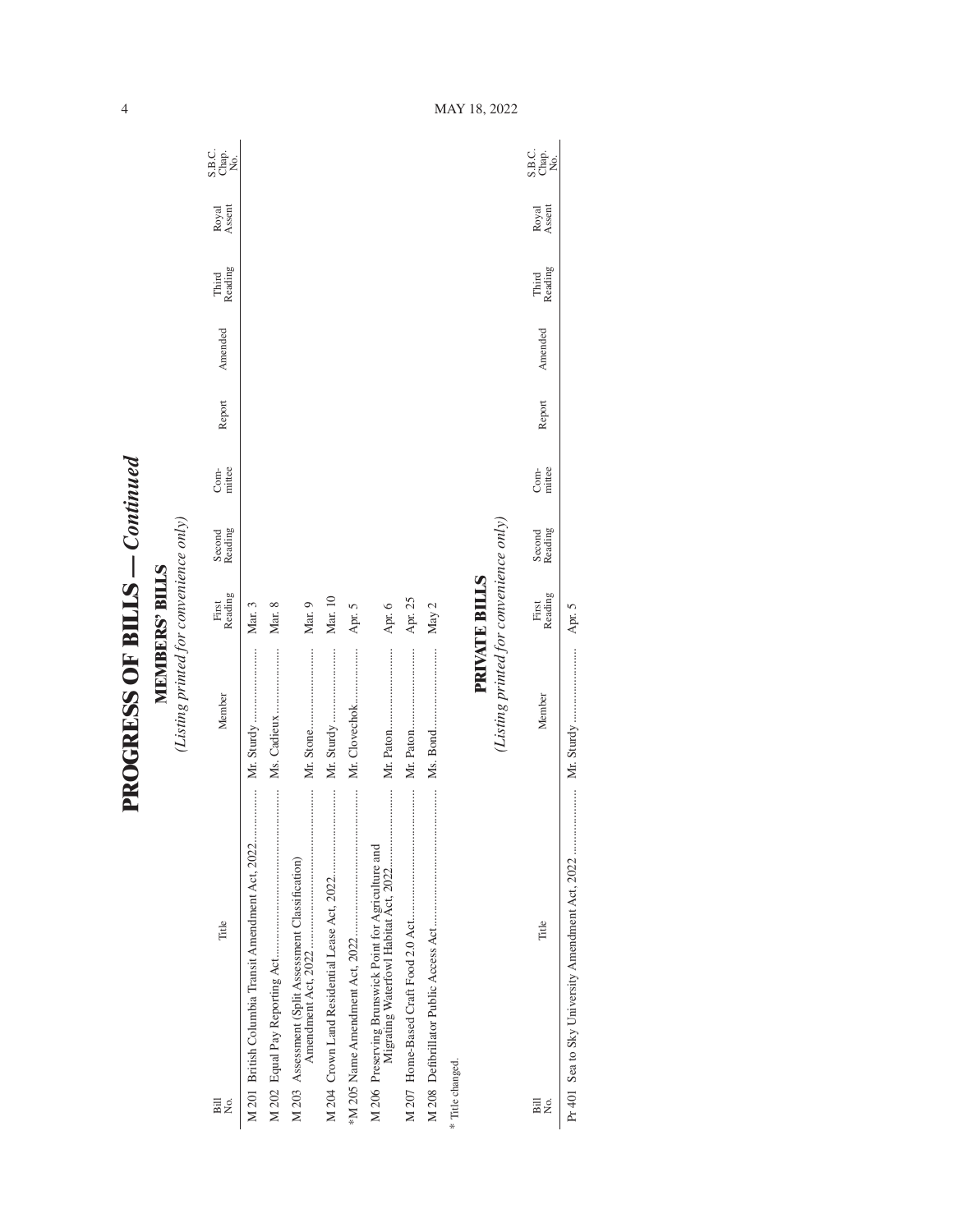# PROGRESS OF BILLS — *Continued*

## MEMBERS' BILLS

*(Listing printed for convenience only)*

| Bill No. | Title | Member | First Reading | Second Reading | Com-mittee | Report | Amended | Third Reading | Royal Assent | S.B.C. Chap. No. |
|---|---|---|---|---|---|---|---|---|---|---|
| M 201 | British Columbia Transit Amendment Act, 2022 | Mr. Sturdy | Mar. 3 | | | | | | | |
| M 202 | Equal Pay Reporting Act | Ms. Cadieux | Mar. 8 | | | | | | | |
| M 203 | Assessment (Split Assessment Classification) Amendment Act, 2022 | Mr. Stone | Mar. 9 | | | | | | | |
| M 204 | Crown Land Residential Lease Act, 2022 | Mr. Sturdy | Mar. 10 | | | | | | | |
| *M 205 | Name Amendment Act, 2022 | Mr. Clovechok | Apr. 5 | | | | | | | |
| M 206 | Preserving Brunswick Point for Agriculture and Migrating Waterfowl Habitat Act, 2022 | Mr. Paton | Apr. 6 | | | | | | | |
| M 207 | Home-Based Craft Food 2.0 Act | Mr. Paton | Apr. 25 | | | | | | | |
| M 208 | Defibrillator Public Access Act | Ms. Bond | May 2 | | | | | | | |

\* Title changed.

## PRIVATE BILLS

*(Listing printed for convenience only)*

| Bill No. | Title | Member | First Reading | Second Reading | Com-mittee | Report | Amended | Third Reading | Royal Assent | S.B.C. Chap. No. |
|---|---|---|---|---|---|---|---|---|---|---|
| Pr 401 | Sea to Sky University Amendment Act, 2022 | Mr. Sturdy | Apr. 5 | | | | | | | |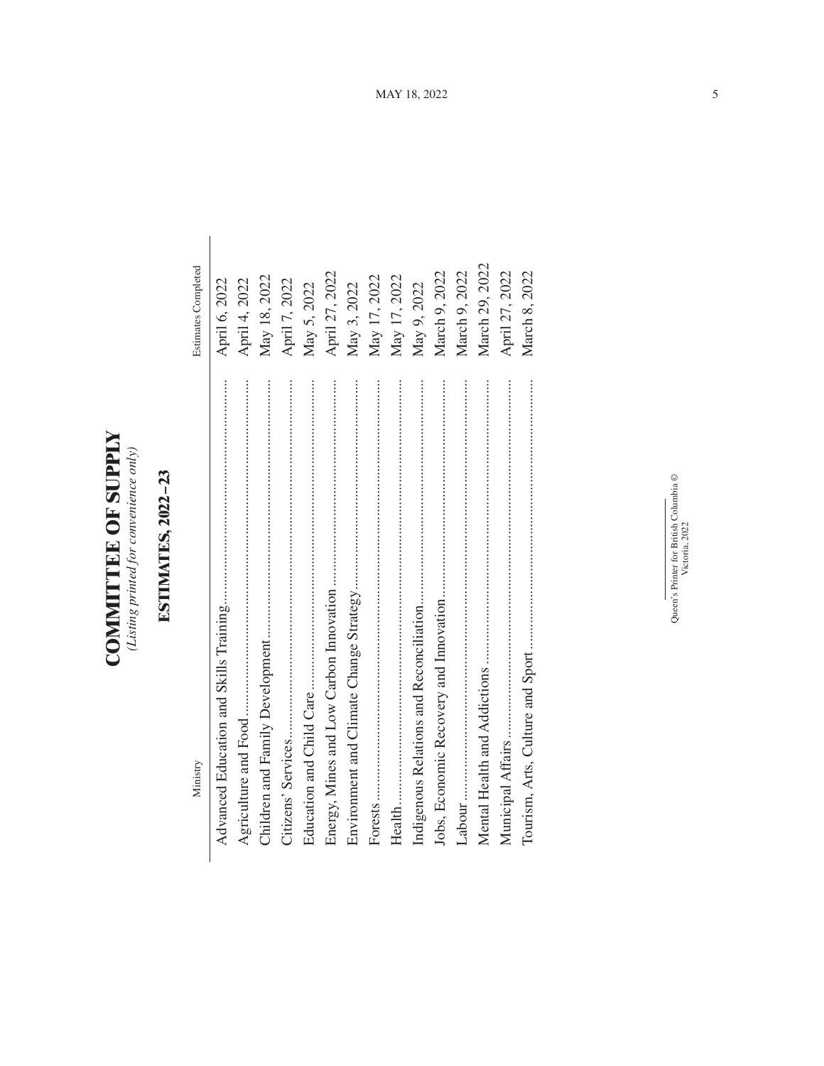# COMMITTEE OF SUPPLY

*(Listing printed for convenience only)*

## ESTIMATES, 2022–23

| Ministry | Estimates Completed |
|---|---|
| Advanced Education and Skills Training | April 6, 2022 |
| Agriculture and Food | April 4, 2022 |
| Children and Family Development | May 18, 2022 |
| Citizens' Services | April 7, 2022 |
| Education and Child Care | May 5, 2022 |
| Energy, Mines and Low Carbon Innovation | April 27, 2022 |
| Environment and Climate Change Strategy | May 3, 2022 |
| Forests | May 17, 2022 |
| Health | May 17, 2022 |
| Indigenous Relations and Reconciliation | May 9, 2022 |
| Jobs, Economic Recovery and Innovation | March 9, 2022 |
| Labour | March 9, 2022 |
| Mental Health and Addictions | March 29, 2022 |
| Municipal Affairs | April 27, 2022 |
| Tourism, Arts, Culture and Sport | March 8, 2022 |

Queen's Printer for British Columbia ©
Victoria, 2022